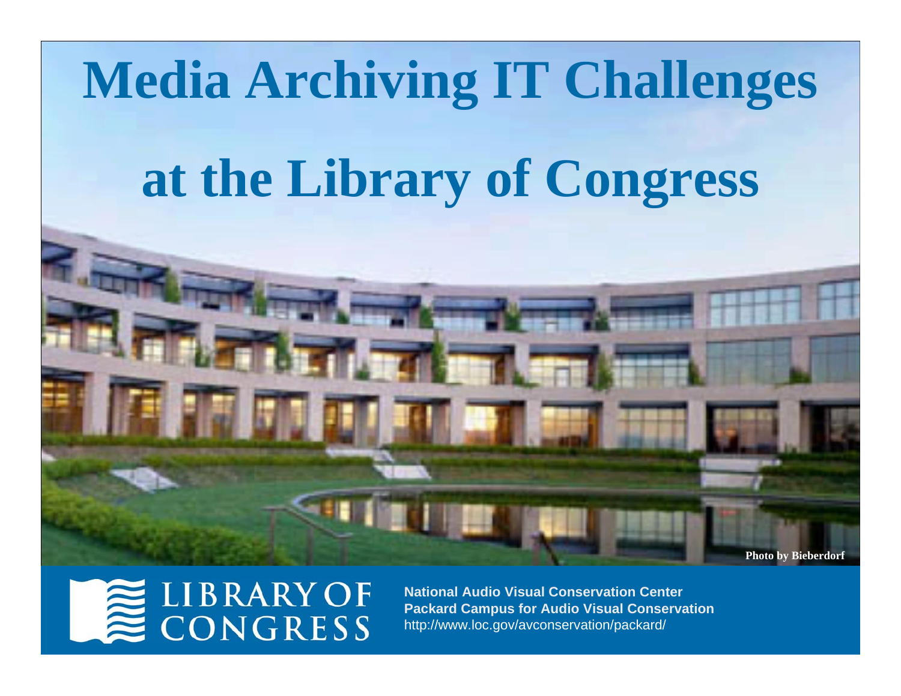# Media Archiving IT Challenges at the Library of Congress

Photo by Bieberdorf

LIBRARY OF CONGRESS

**National Audio Visual Conservation Center**
**Packard Campus for Audio Visual Conservation**
http://www.loc.gov/avconservation/packard/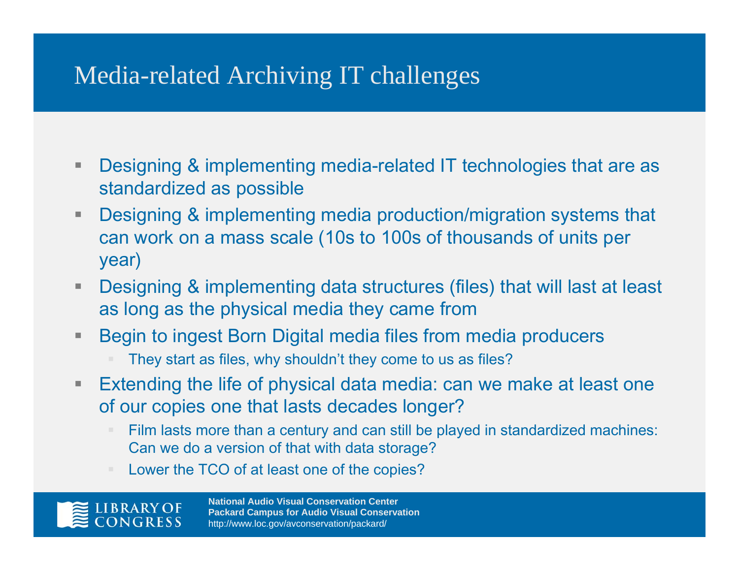# Media-related Archiving IT challenges

- Designing & implementing media-related IT technologies that are as standardized as possible
- Designing & implementing media production/migration systems that can work on a mass scale (10s to 100s of thousands of units per year)
- Designing & implementing data structures (files) that will last at least as long as the physical media they came from
- Begin to ingest Born Digital media files from media producers
  - They start as files, why shouldn't they come to us as files?
- Extending the life of physical data media: can we make at least one of our copies one that lasts decades longer?
  - Film lasts more than a century and can still be played in standardized machines: Can we do a version of that with data storage?
  - Lower the TCO of at least one of the copies?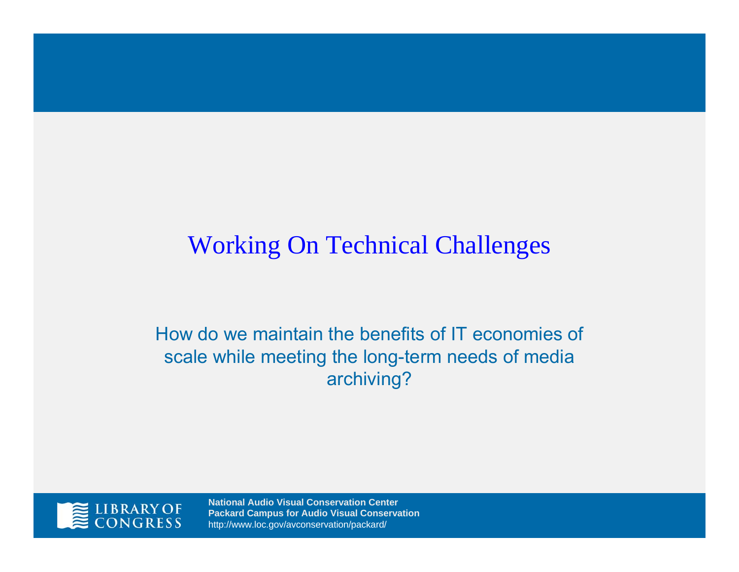# Working On Technical Challenges

How do we maintain the benefits of IT economies of scale while meeting the long-term needs of media archiving?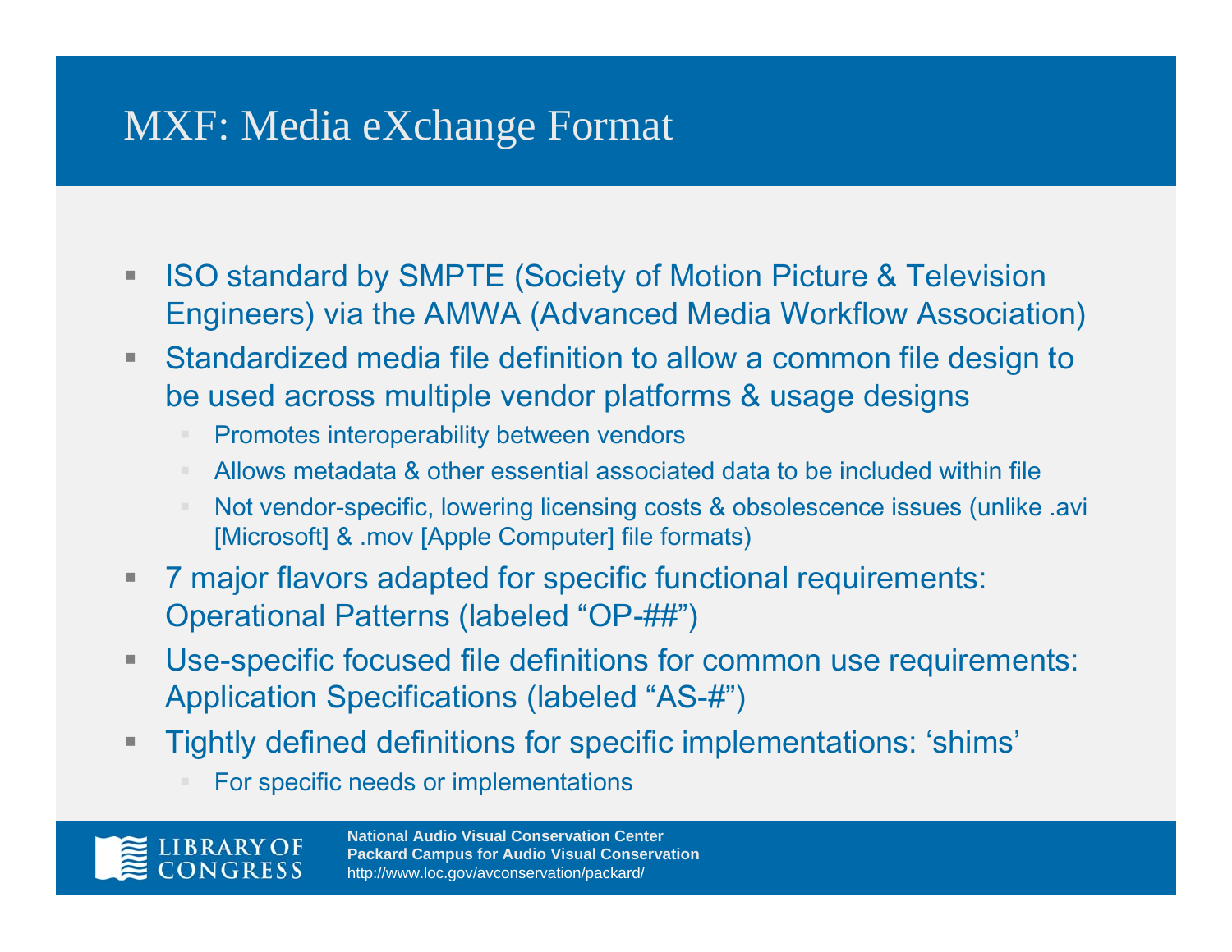# MXF: Media eXchange Format

- ISO standard by SMPTE (Society of Motion Picture & Television Engineers) via the AMWA (Advanced Media Workflow Association)
- Standardized media file definition to allow a common file design to be used across multiple vendor platforms & usage designs
  - Promotes interoperability between vendors
  - Allows metadata & other essential associated data to be included within file
  - Not vendor-specific, lowering licensing costs & obsolescence issues (unlike .avi [Microsoft] & .mov [Apple Computer] file formats)
- 7 major flavors adapted for specific functional requirements: Operational Patterns (labeled "OP-##")
- Use-specific focused file definitions for common use requirements: Application Specifications (labeled "AS-#")
- Tightly defined definitions for specific implementations: 'shims'
  - For specific needs or implementations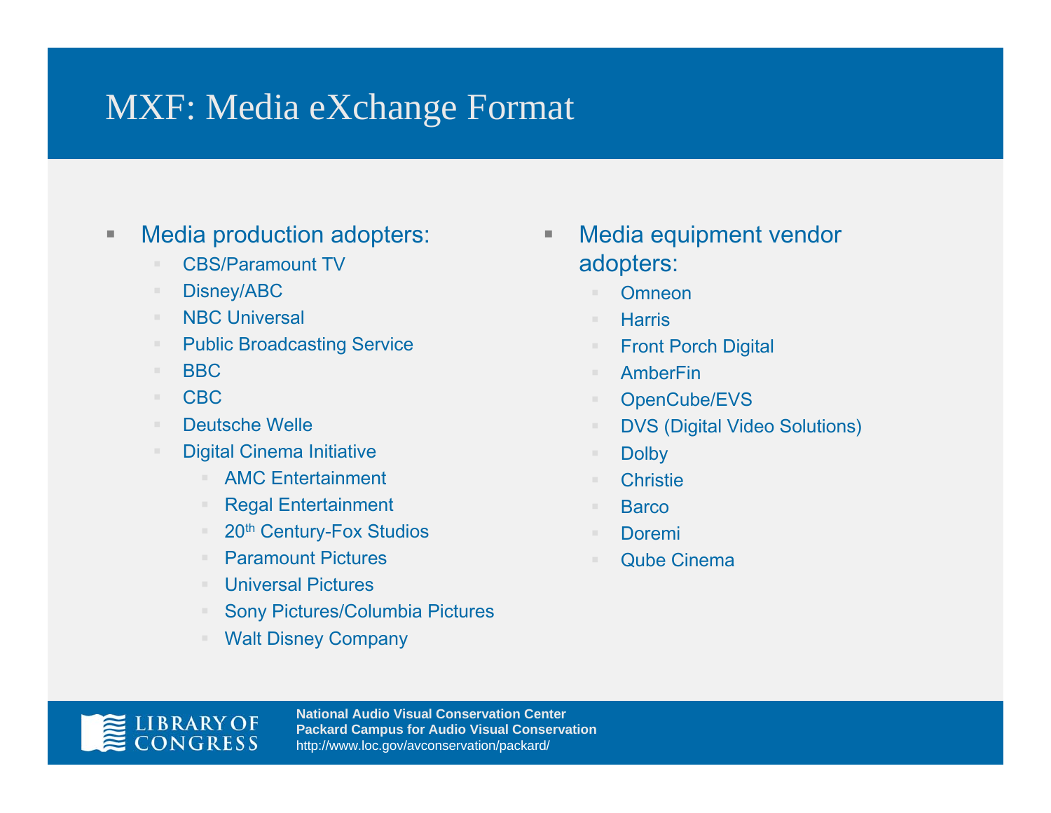# MXF: Media eXchange Format

- Media production adopters:
  - CBS/Paramount TV
  - Disney/ABC
  - NBC Universal
  - Public Broadcasting Service
  - BBC
  - CBC
  - Deutsche Welle
  - Digital Cinema Initiative
    - AMC Entertainment
    - Regal Entertainment
    - 20th Century-Fox Studios
    - Paramount Pictures
    - Universal Pictures
    - Sony Pictures/Columbia Pictures
    - Walt Disney Company

- Media equipment vendor adopters:
  - Omneon
  - Harris
  - Front Porch Digital
  - AmberFin
  - OpenCube/EVS
  - DVS (Digital Video Solutions)
  - Dolby
  - Christie
  - Barco
  - Doremi
  - Qube Cinema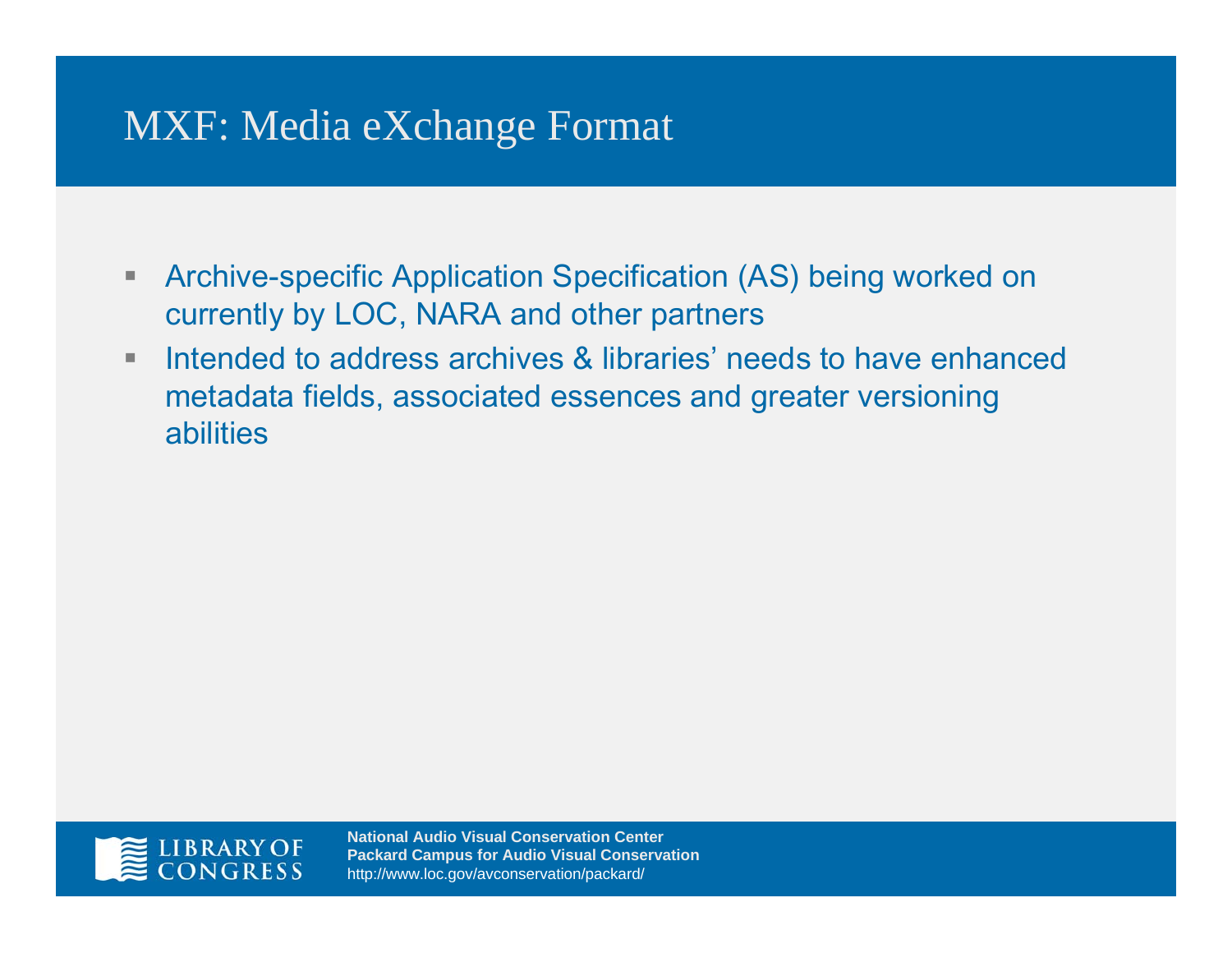# MXF: Media eXchange Format

- Archive-specific Application Specification (AS) being worked on currently by LOC, NARA and other partners
- Intended to address archives & libraries' needs to have enhanced metadata fields, associated essences and greater versioning abilities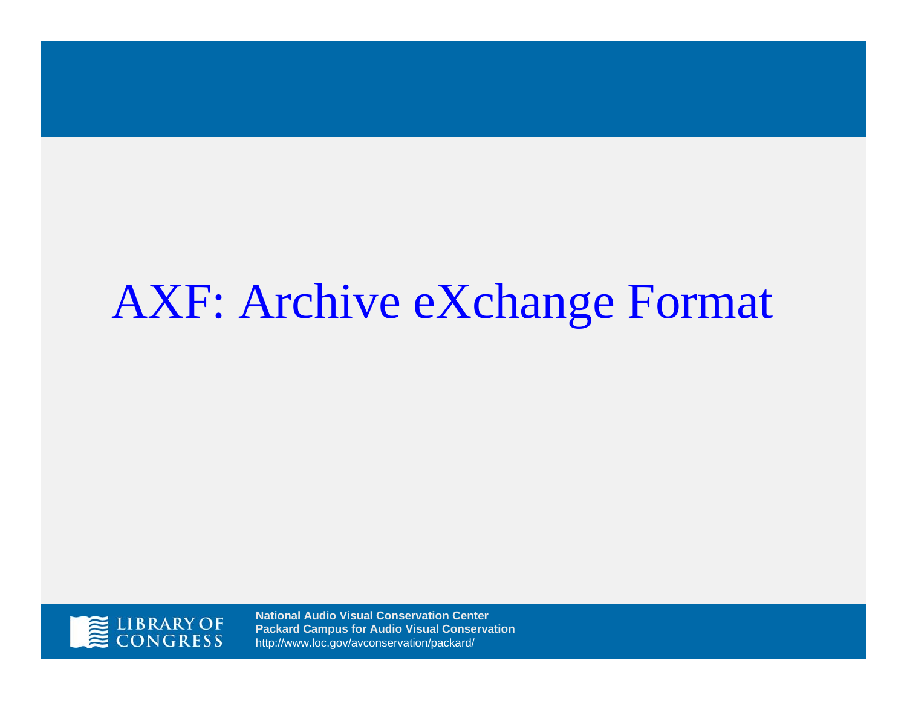# AXF: Archive eXchange Format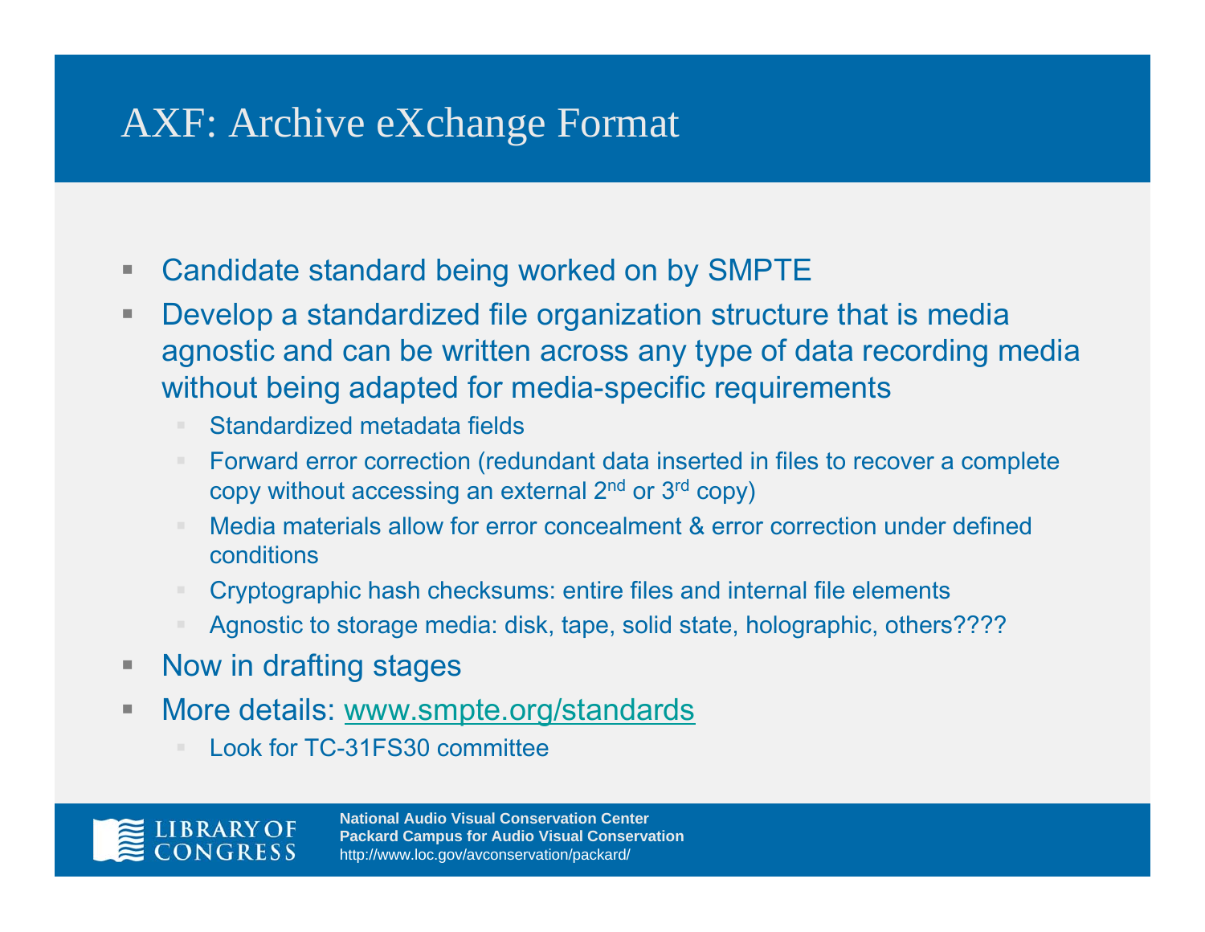# AXF: Archive eXchange Format

- Candidate standard being worked on by SMPTE
- Develop a standardized file organization structure that is media agnostic and can be written across any type of data recording media without being adapted for media-specific requirements
  - Standardized metadata fields
  - Forward error correction (redundant data inserted in files to recover a complete copy without accessing an external 2nd or 3rd copy)
  - Media materials allow for error concealment & error correction under defined conditions
  - Cryptographic hash checksums: entire files and internal file elements
  - Agnostic to storage media: disk, tape, solid state, holographic, others????
- Now in drafting stages
- More details: [www.smpte.org/standards](http://www.smpte.org/standards)
  - Look for TC-31FS30 committee

LIBRARY OF CONGRESS

**National Audio Visual Conservation Center**
**Packard Campus for Audio Visual Conservation**
http://www.loc.gov/avconservation/packard/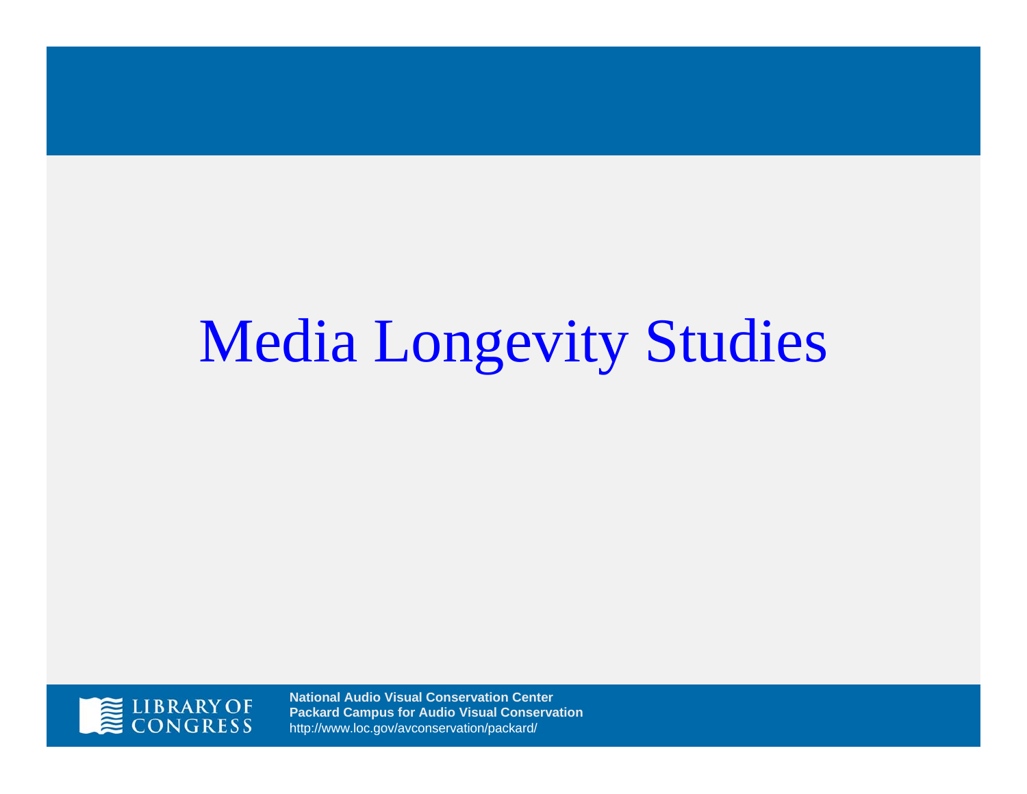# Media Longevity Studies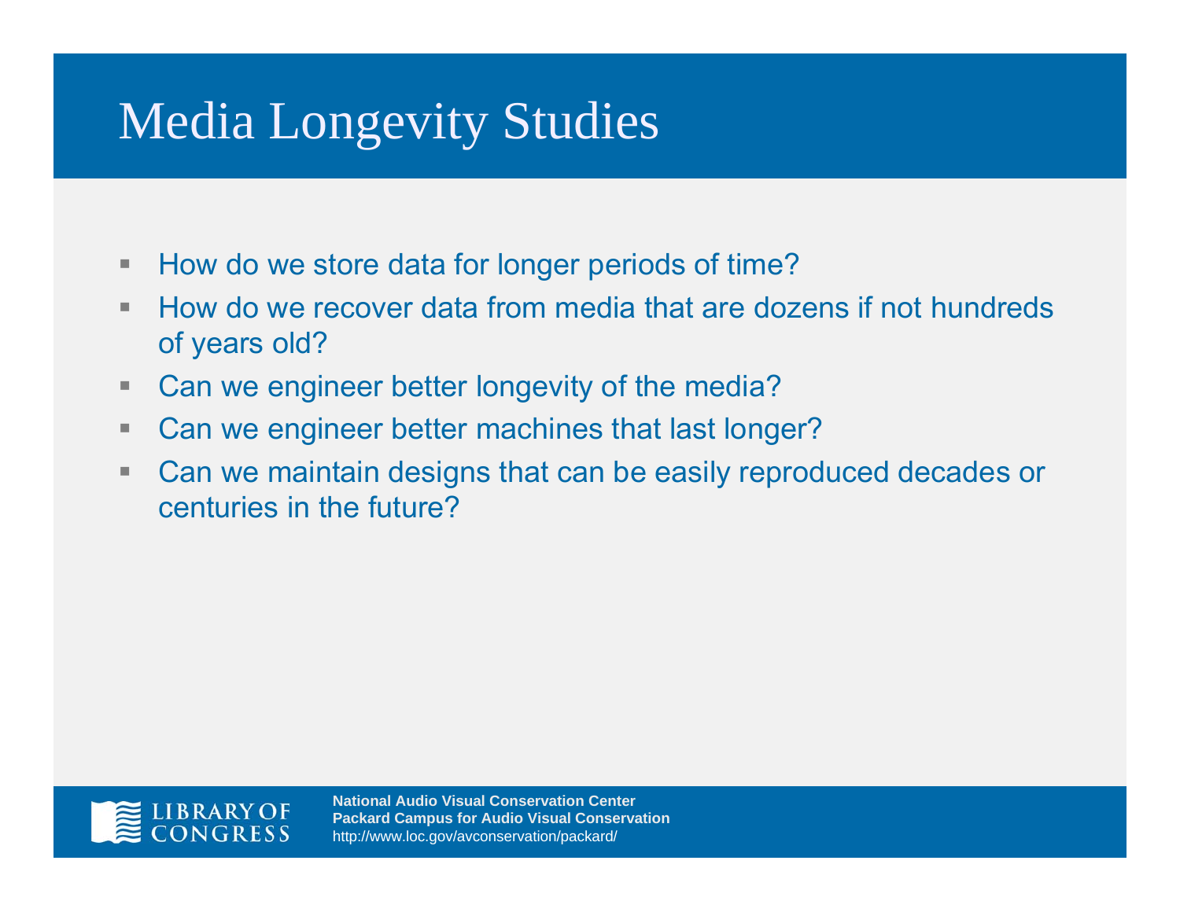# Media Longevity Studies

- How do we store data for longer periods of time?
- How do we recover data from media that are dozens if not hundreds of years old?
- Can we engineer better longevity of the media?
- Can we engineer better machines that last longer?
- Can we maintain designs that can be easily reproduced decades or centuries in the future?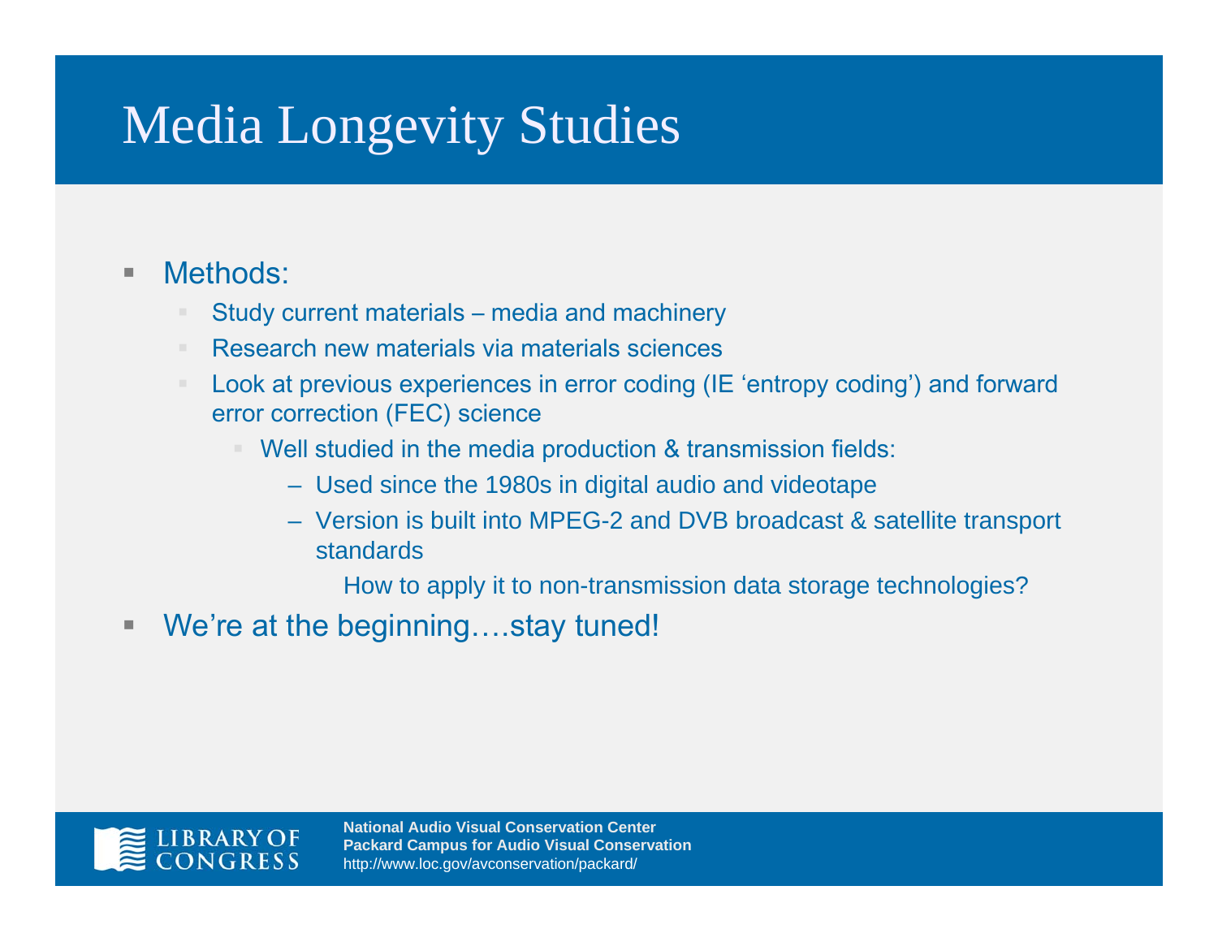# Media Longevity Studies

- Methods:
  - Study current materials – media and machinery
  - Research new materials via materials sciences
  - Look at previous experiences in error coding (IE ‘entropy coding’) and forward error correction (FEC) science
    - Well studied in the media production & transmission fields:
      - Used since the 1980s in digital audio and videotape
      - Version is built into MPEG-2 and DVB broadcast & satellite transport standards

        How to apply it to non-transmission data storage technologies?
- We’re at the beginning….stay tuned!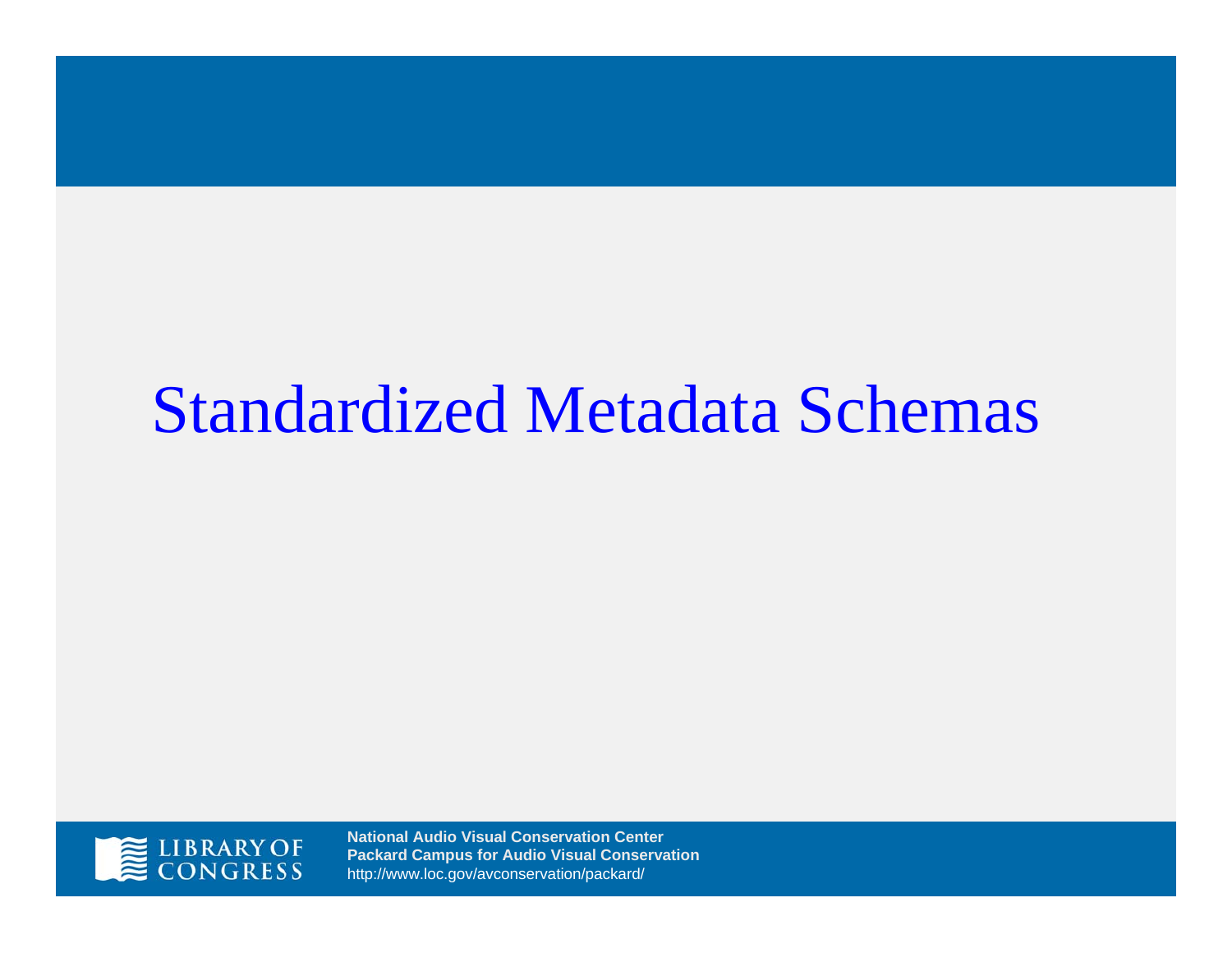# Standardized Metadata Schemas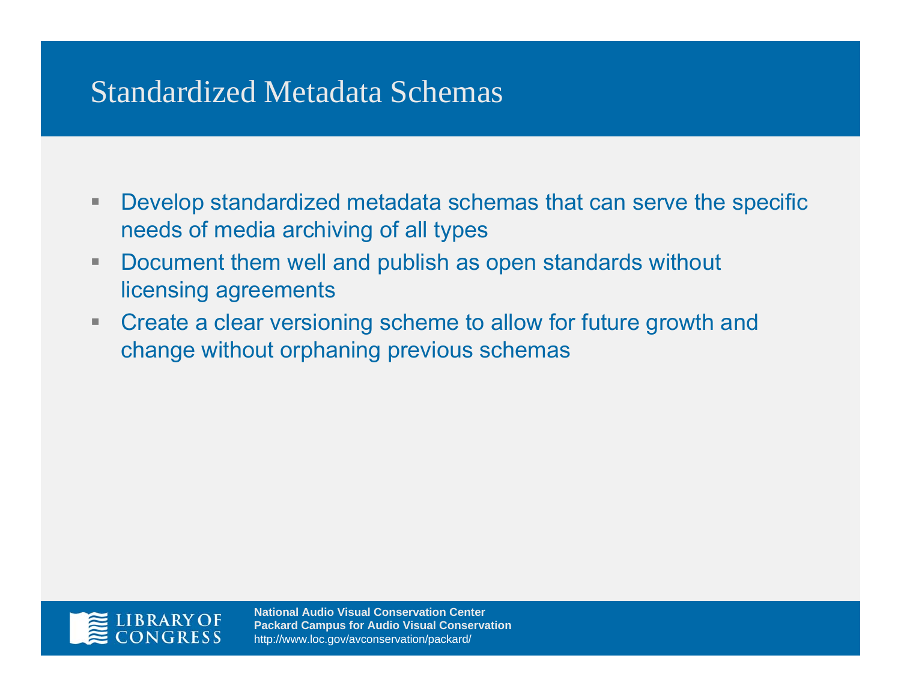# Standardized Metadata Schemas

- Develop standardized metadata schemas that can serve the specific needs of media archiving of all types
- Document them well and publish as open standards without licensing agreements
- Create a clear versioning scheme to allow for future growth and change without orphaning previous schemas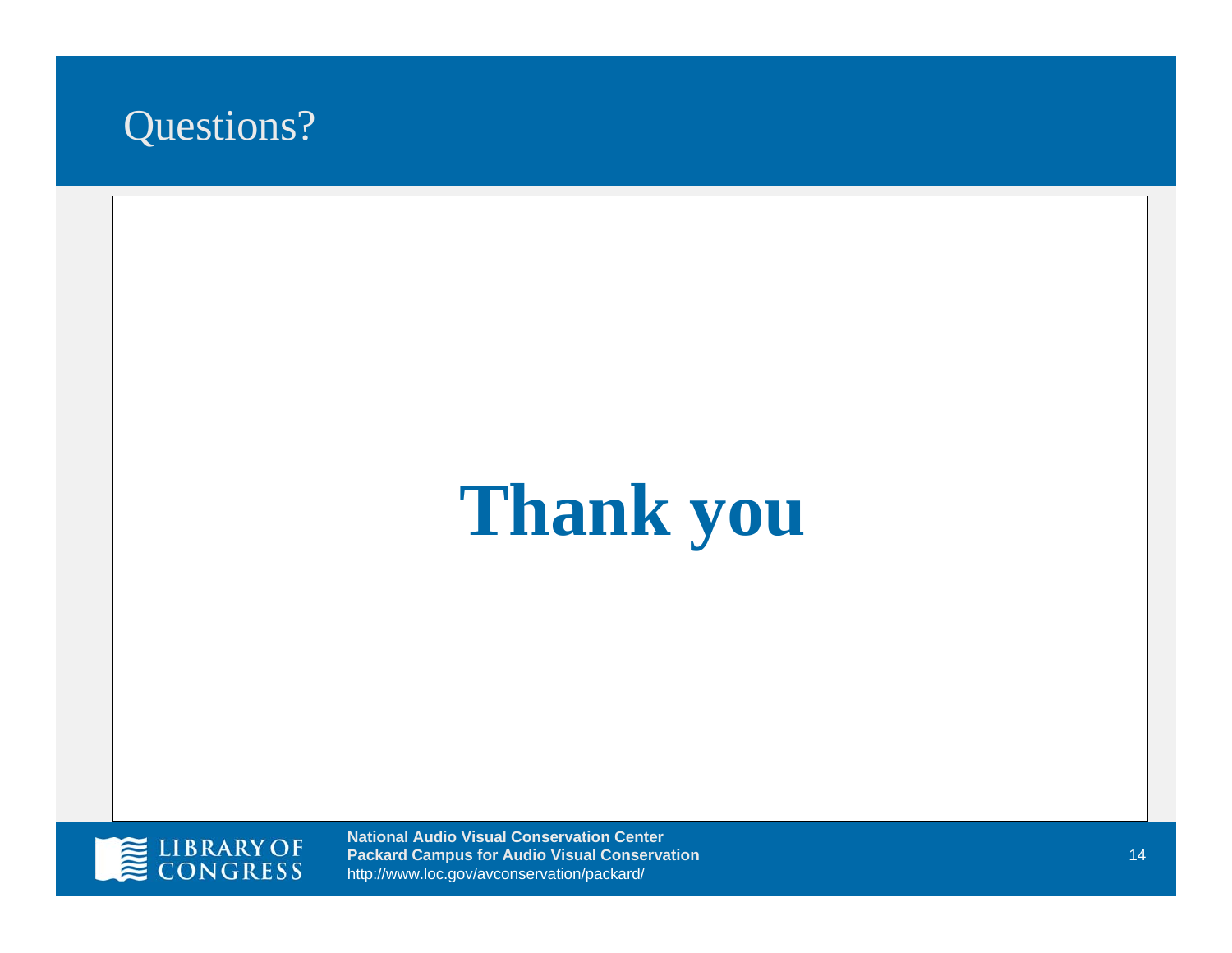# Questions?

**Thank you**

**National Audio Visual Conservation Center**
**Packard Campus for Audio Visual Conservation**
http://www.loc.gov/avconservation/packard/